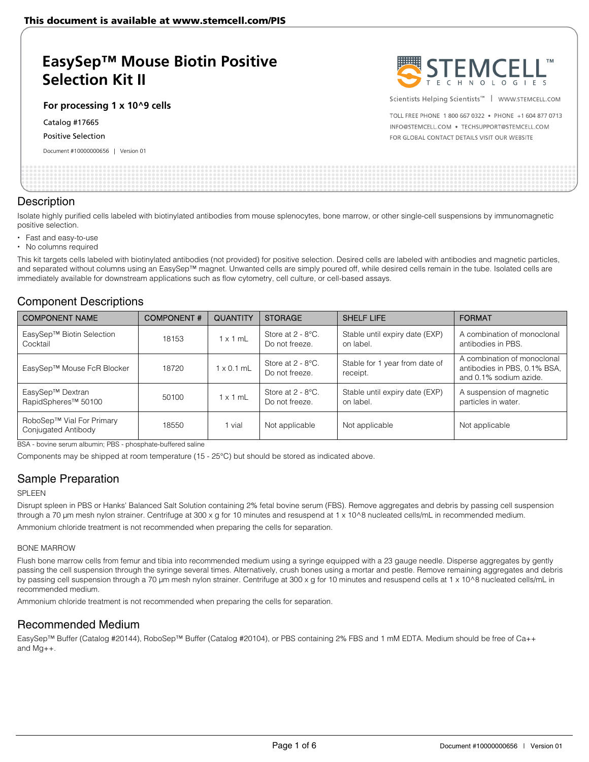This document is available at www.stemcell.com/PIS

# EasySep™ Mouse Biotin Positive Selection Kit II

**For processing 1 x 10^9 cells**

Catalog #17665

Positive Selection

Document #10000000656 | Version 01

Scientists Helping Scientists™ | WWW.STEMCELL.COM

TOLL FREE PHONE 1 800 667 0322 • PHONE +1 604 877 0713
INFO@STEMCELL.COM • TECHSUPPORT@STEMCELL.COM
FOR GLOBAL CONTACT DETAILS VISIT OUR WEBSITE

## Description

Isolate highly purified cells labeled with biotinylated antibodies from mouse splenocytes, bone marrow, or other single-cell suspensions by immunomagnetic positive selection.

- Fast and easy-to-use
- No columns required

This kit targets cells labeled with biotinylated antibodies (not provided) for positive selection. Desired cells are labeled with antibodies and magnetic particles, and separated without columns using an EasySep™ magnet. Unwanted cells are simply poured off, while desired cells remain in the tube. Isolated cells are immediately available for downstream applications such as flow cytometry, cell culture, or cell-based assays.

## Component Descriptions

| COMPONENT NAME | COMPONENT # | QUANTITY | STORAGE | SHELF LIFE | FORMAT |
| --- | --- | --- | --- | --- | --- |
| EasySep™ Biotin Selection Cocktail | 18153 | 1 x 1 mL | Store at 2 - 8°C. Do not freeze. | Stable until expiry date (EXP) on label. | A combination of monoclonal antibodies in PBS. |
| EasySep™ Mouse FcR Blocker | 18720 | 1 x 0.1 mL | Store at 2 - 8°C. Do not freeze. | Stable for 1 year from date of receipt. | A combination of monoclonal antibodies in PBS, 0.1% BSA, and 0.1% sodium azide. |
| EasySep™ Dextran RapidSpheres™ 50100 | 50100 | 1 x 1 mL | Store at 2 - 8°C. Do not freeze. | Stable until expiry date (EXP) on label. | A suspension of magnetic particles in water. |
| RoboSep™ Vial For Primary Conjugated Antibody | 18550 | 1 vial | Not applicable | Not applicable | Not applicable |

BSA - bovine serum albumin; PBS - phosphate-buffered saline

Components may be shipped at room temperature (15 - 25°C) but should be stored as indicated above.

## Sample Preparation

SPLEEN

Disrupt spleen in PBS or Hanks' Balanced Salt Solution containing 2% fetal bovine serum (FBS). Remove aggregates and debris by passing cell suspension through a 70 µm mesh nylon strainer. Centrifuge at 300 x g for 10 minutes and resuspend at 1 x 10^8 nucleated cells/mL in recommended medium.

Ammonium chloride treatment is not recommended when preparing the cells for separation.

BONE MARROW

Flush bone marrow cells from femur and tibia into recommended medium using a syringe equipped with a 23 gauge needle. Disperse aggregates by gently passing the cell suspension through the syringe several times. Alternatively, crush bones using a mortar and pestle. Remove remaining aggregates and debris by passing cell suspension through a 70 µm mesh nylon strainer. Centrifuge at 300 x g for 10 minutes and resuspend cells at 1 x 10^8 nucleated cells/mL in recommended medium.

Ammonium chloride treatment is not recommended when preparing the cells for separation.

## Recommended Medium

EasySep™ Buffer (Catalog #20144), RoboSep™ Buffer (Catalog #20104), or PBS containing 2% FBS and 1 mM EDTA. Medium should be free of Ca++ and Mg++.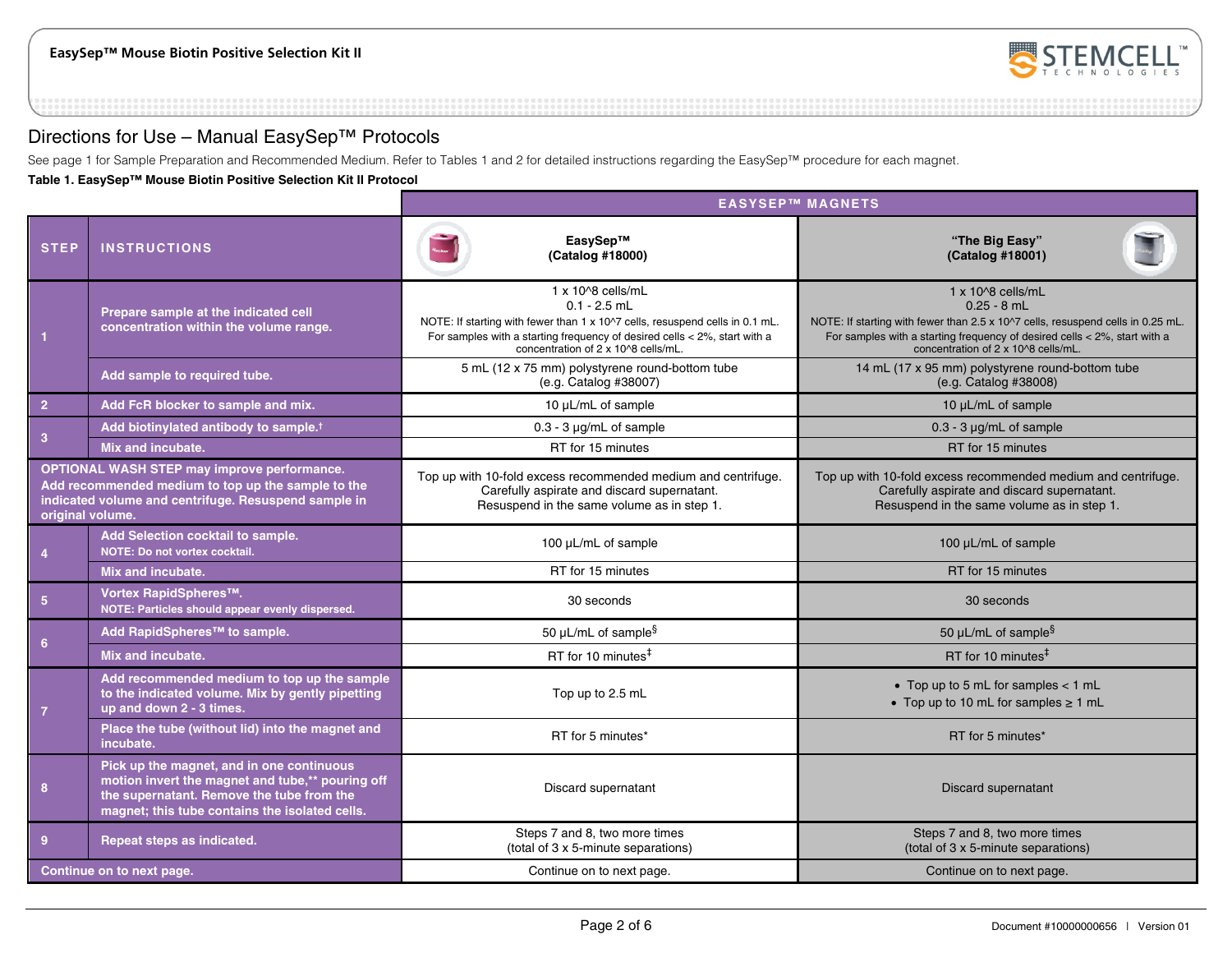## Directions for Use – Manual EasySep™ Protocols

See page 1 for Sample Preparation and Recommended Medium. Refer to Tables 1 and 2 for detailed instructions regarding the EasySep™ procedure for each magnet.

**Table 1. EasySep™ Mouse Biotin Positive Selection Kit II Protocol**

| | | EASYSEP™ MAGNETS | |
|---|---|---|---|
| **STEP** | **INSTRUCTIONS** | **EasySep™ (Catalog #18000)** | **"The Big Easy" (Catalog #18001)** |
| 1 | Prepare sample at the indicated cell concentration within the volume range. | 1 x 10^8 cells/mL<br>0.1 - 2.5 mL<br>NOTE: If starting with fewer than 1 x 10^7 cells, resuspend cells in 0.1 mL. For samples with a starting frequency of desired cells < 2%, start with a concentration of 2 x 10^8 cells/mL. | 1 x 10^8 cells/mL<br>0.25 - 8 mL<br>NOTE: If starting with fewer than 2.5 x 10^7 cells, resuspend cells in 0.25 mL. For samples with a starting frequency of desired cells < 2%, start with a concentration of 2 x 10^8 cells/mL. |
| | Add sample to required tube. | 5 mL (12 x 75 mm) polystyrene round-bottom tube (e.g. Catalog #38007) | 14 mL (17 x 95 mm) polystyrene round-bottom tube (e.g. Catalog #38008) |
| 2 | Add FcR blocker to sample and mix. | 10 µL/mL of sample | 10 µL/mL of sample |
| 3 | Add biotinylated antibody to sample.† | 0.3 - 3 µg/mL of sample | 0.3 - 3 µg/mL of sample |
| | Mix and incubate. | RT for 15 minutes | RT for 15 minutes |
| OPTIONAL WASH STEP may improve performance. | Add recommended medium to top up the sample to the indicated volume and centrifuge. Resuspend sample in original volume. | Top up with 10-fold excess recommended medium and centrifuge. Carefully aspirate and discard supernatant. Resuspend in the same volume as in step 1. | Top up with 10-fold excess recommended medium and centrifuge. Carefully aspirate and discard supernatant. Resuspend in the same volume as in step 1. |
| 4 | Add Selection cocktail to sample.<br>NOTE: Do not vortex cocktail. | 100 µL/mL of sample | 100 µL/mL of sample |
| | Mix and incubate. | RT for 15 minutes | RT for 15 minutes |
| 5 | Vortex RapidSpheres™.<br>NOTE: Particles should appear evenly dispersed. | 30 seconds | 30 seconds |
| 6 | Add RapidSpheres™ to sample. | 50 µL/mL of sample§ | 50 µL/mL of sample§ |
| | Mix and incubate. | RT for 10 minutes‡ | RT for 10 minutes‡ |
| 7 | Add recommended medium to top up the sample to the indicated volume. Mix by gently pipetting up and down 2 - 3 times. | Top up to 2.5 mL | • Top up to 5 mL for samples < 1 mL<br>• Top up to 10 mL for samples ≥ 1 mL |
| | Place the tube (without lid) into the magnet and incubate. | RT for 5 minutes* | RT for 5 minutes* |
| 8 | Pick up the magnet, and in one continuous motion invert the magnet and tube,** pouring off the supernatant. Remove the tube from the magnet; this tube contains the isolated cells. | Discard supernatant | Discard supernatant |
| 9 | Repeat steps as indicated. | Steps 7 and 8, two more times (total of 3 x 5-minute separations) | Steps 7 and 8, two more times (total of 3 x 5-minute separations) |
| Continue on to next page. | | Continue on to next page. | Continue on to next page. |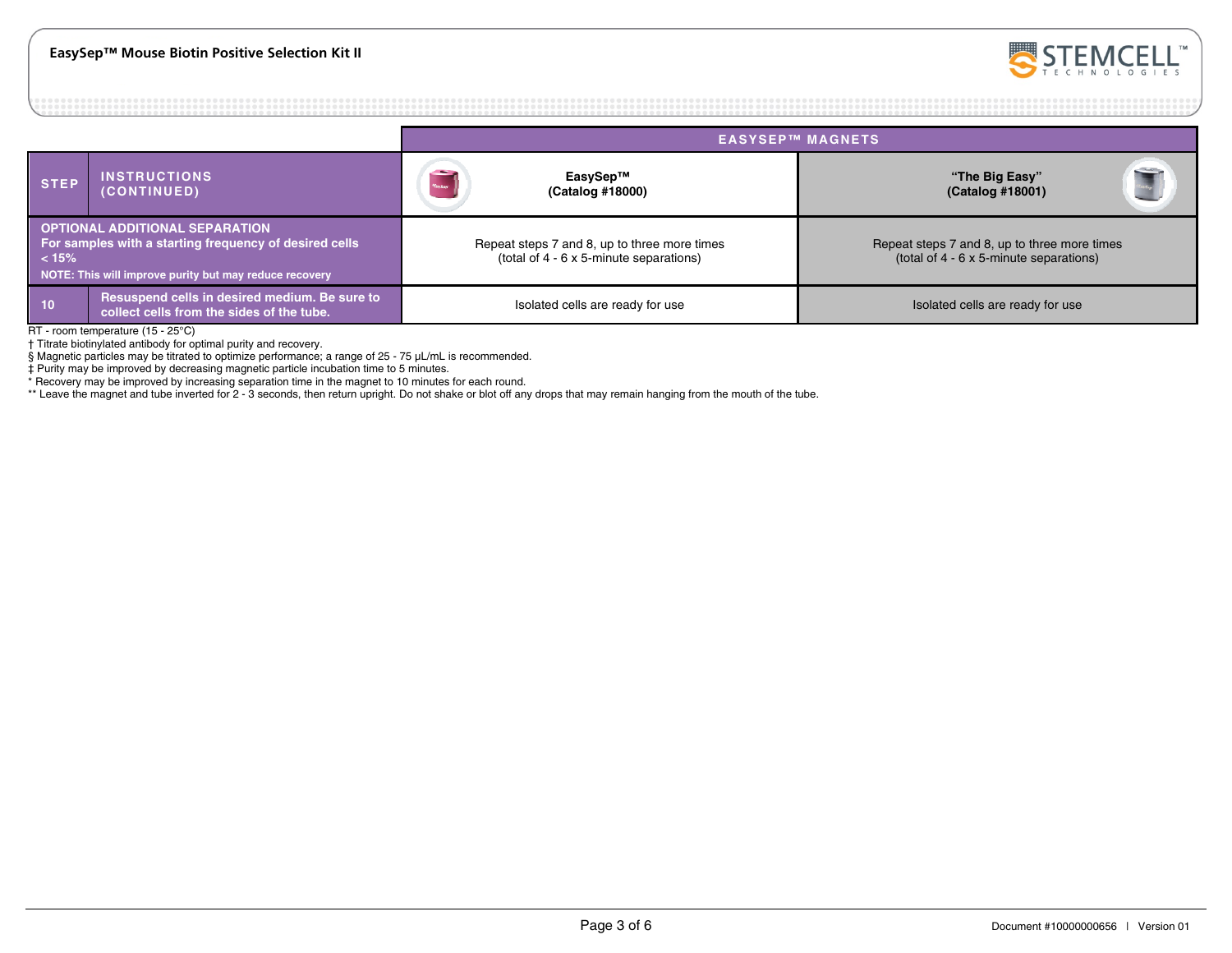| STEP | INSTRUCTIONS (CONTINUED) | EASYSEP™ MAGNETS: EasySep™ (Catalog #18000) | EASYSEP™ MAGNETS: "The Big Easy" (Catalog #18001) |
|---|---|---|---|
| **OPTIONAL ADDITIONAL SEPARATION** For samples with a starting frequency of desired cells < 15% NOTE: This will improve purity but may reduce recovery | | Repeat steps 7 and 8, up to three more times (total of 4 - 6 x 5-minute separations) | Repeat steps 7 and 8, up to three more times (total of 4 - 6 x 5-minute separations) |
| 10 | **Resuspend cells in desired medium. Be sure to collect cells from the sides of the tube.** | Isolated cells are ready for use | Isolated cells are ready for use |

RT - room temperature (15 - 25°C)

† Titrate biotinylated antibody for optimal purity and recovery.

§ Magnetic particles may be titrated to optimize performance; a range of 25 - 75 µL/mL is recommended.

‡ Purity may be improved by decreasing magnetic particle incubation time to 5 minutes.

* Recovery may be improved by increasing separation time in the magnet to 10 minutes for each round.

** Leave the magnet and tube inverted for 2 - 3 seconds, then return upright. Do not shake or blot off any drops that may remain hanging from the mouth of the tube.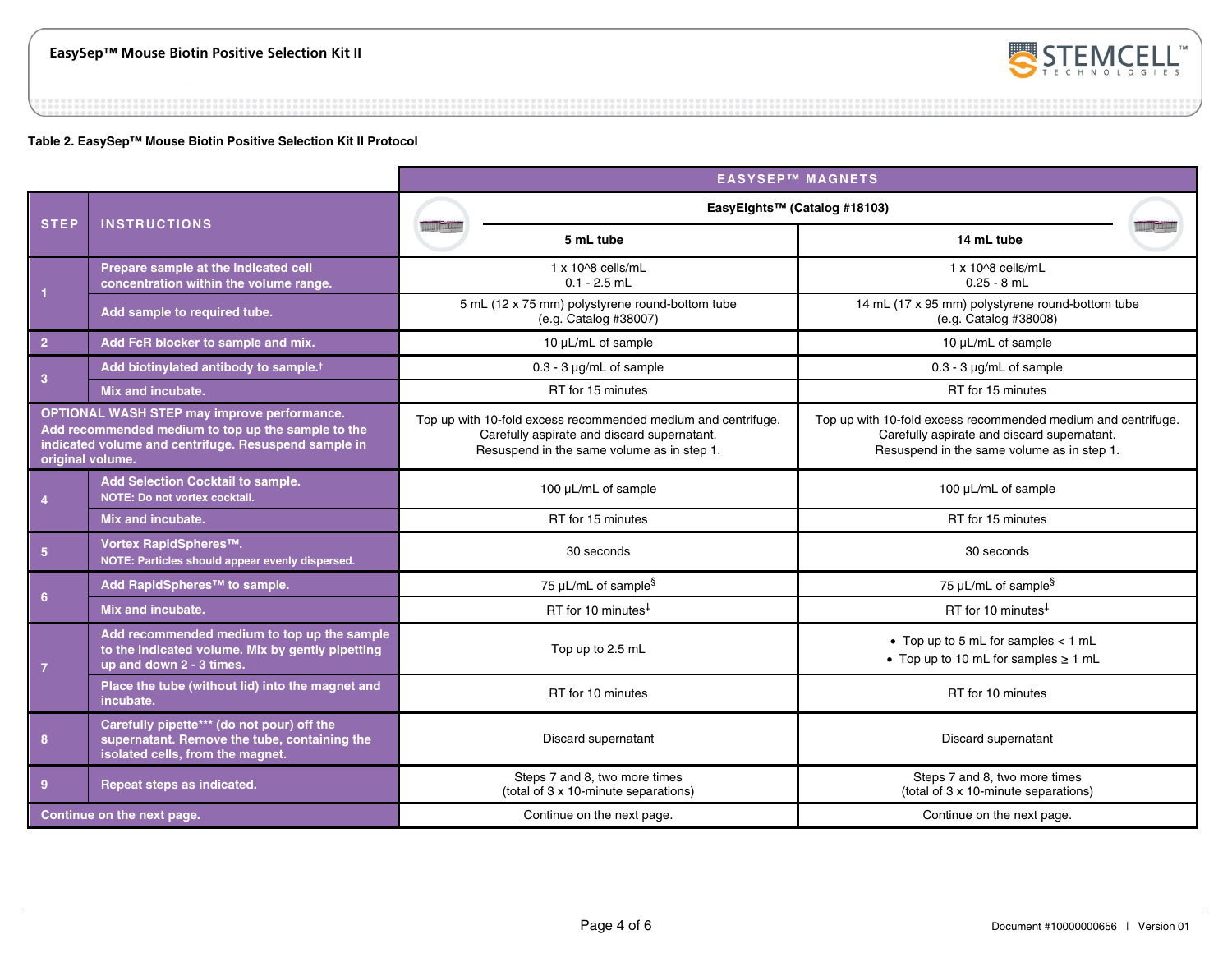**Table 2. EasySep™ Mouse Biotin Positive Selection Kit II Protocol**

| STEP | INSTRUCTIONS | EASYSEP™ MAGNETS — EasyEights™ (Catalog #18103) 5 mL tube | EASYSEP™ MAGNETS — EasyEights™ (Catalog #18103) 14 mL tube |
|---|---|---|---|
| 1 | Prepare sample at the indicated cell concentration within the volume range. | 1 x 10^8 cells/mL<br>0.1 - 2.5 mL | 1 x 10^8 cells/mL<br>0.25 - 8 mL |
| | Add sample to required tube. | 5 mL (12 x 75 mm) polystyrene round-bottom tube (e.g. Catalog #38007) | 14 mL (17 x 95 mm) polystyrene round-bottom tube (e.g. Catalog #38008) |
| 2 | Add FcR blocker to sample and mix. | 10 µL/mL of sample | 10 µL/mL of sample |
| 3 | Add biotinylated antibody to sample.† | 0.3 - 3 µg/mL of sample | 0.3 - 3 µg/mL of sample |
| | Mix and incubate. | RT for 15 minutes | RT for 15 minutes |
| OPTIONAL WASH STEP may improve performance. Add recommended medium to top up the sample to the indicated volume and centrifuge. Resuspend sample in original volume. | | Top up with 10-fold excess recommended medium and centrifuge. Carefully aspirate and discard supernatant. Resuspend in the same volume as in step 1. | Top up with 10-fold excess recommended medium and centrifuge. Carefully aspirate and discard supernatant. Resuspend in the same volume as in step 1. |
| 4 | Add Selection Cocktail to sample.<br>NOTE: Do not vortex cocktail. | 100 µL/mL of sample | 100 µL/mL of sample |
| | Mix and incubate. | RT for 15 minutes | RT for 15 minutes |
| 5 | Vortex RapidSpheres™.<br>NOTE: Particles should appear evenly dispersed. | 30 seconds | 30 seconds |
| 6 | Add RapidSpheres™ to sample. | 75 µL/mL of sample§ | 75 µL/mL of sample§ |
| | Mix and incubate. | RT for 10 minutes‡ | RT for 10 minutes‡ |
| 7 | Add recommended medium to top up the sample to the indicated volume. Mix by gently pipetting up and down 2 - 3 times. | Top up to 2.5 mL | • Top up to 5 mL for samples < 1 mL<br>• Top up to 10 mL for samples ≥ 1 mL |
| | Place the tube (without lid) into the magnet and incubate. | RT for 10 minutes | RT for 10 minutes |
| 8 | Carefully pipette*** (do not pour) off the supernatant. Remove the tube, containing the isolated cells, from the magnet. | Discard supernatant | Discard supernatant |
| 9 | Repeat steps as indicated. | Steps 7 and 8, two more times (total of 3 x 10-minute separations) | Steps 7 and 8, two more times (total of 3 x 10-minute separations) |
| Continue on the next page. | | Continue on the next page. | Continue on the next page. |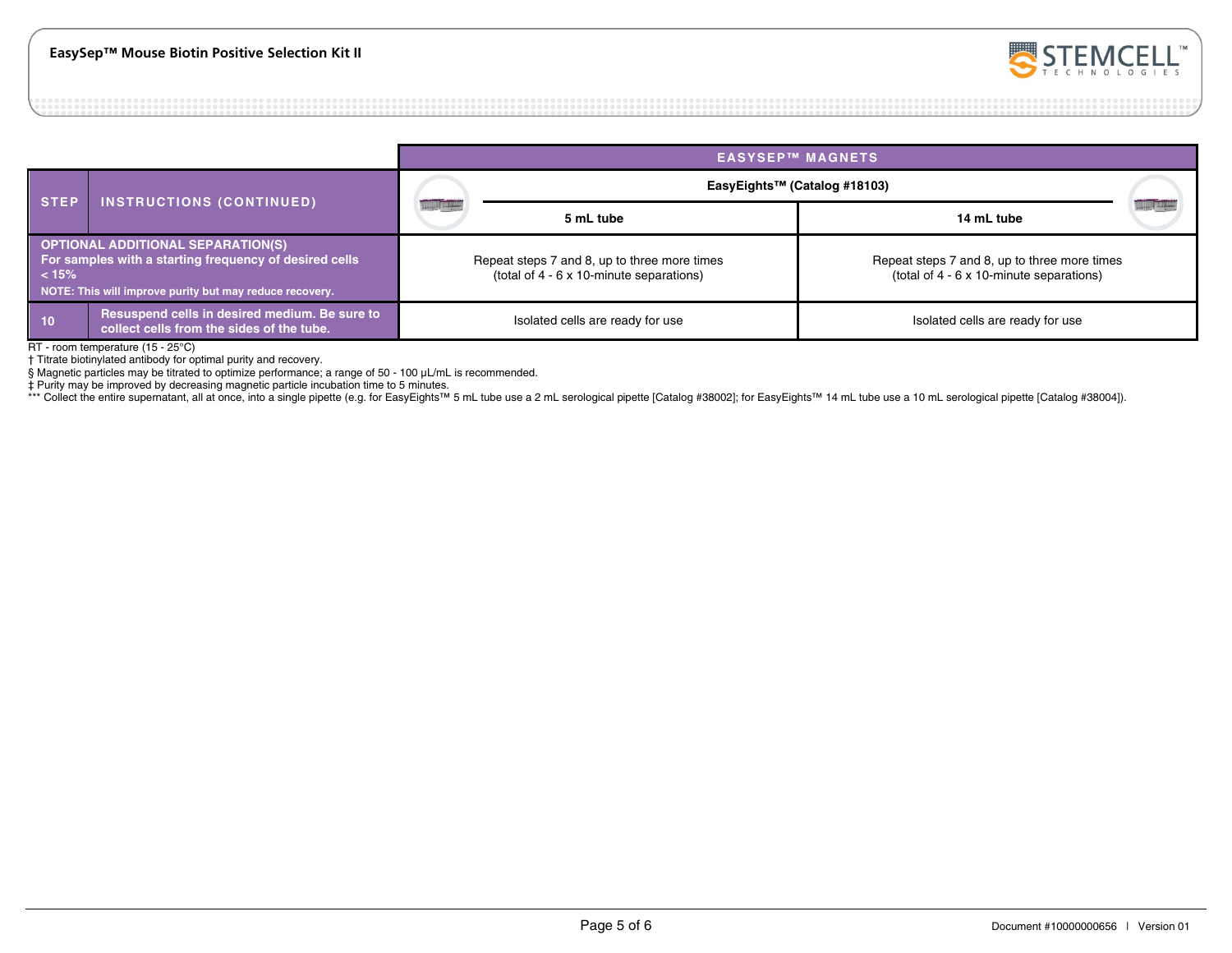| STEP | INSTRUCTIONS (CONTINUED) | EASYSEP™ MAGNETS | |
|---|---|---|---|
| | | EasyEights™ (Catalog #18103) | |
| | | 5 mL tube | 14 mL tube |
| OPTIONAL ADDITIONAL SEPARATION(S) | For samples with a starting frequency of desired cells < 15%<br>NOTE: This will improve purity but may reduce recovery. | Repeat steps 7 and 8, up to three more times<br>(total of 4 - 6 x 10-minute separations) | Repeat steps 7 and 8, up to three more times<br>(total of 4 - 6 x 10-minute separations) |
| 10 | Resuspend cells in desired medium. Be sure to collect cells from the sides of the tube. | Isolated cells are ready for use | Isolated cells are ready for use |

RT - room temperature (15 - 25°C)

† Titrate biotinylated antibody for optimal purity and recovery.

§ Magnetic particles may be titrated to optimize performance; a range of 50 - 100 µL/mL is recommended.

‡ Purity may be improved by decreasing magnetic particle incubation time to 5 minutes.

*** Collect the entire supernatant, all at once, into a single pipette (e.g. for EasyEights™ 5 mL tube use a 2 mL serological pipette [Catalog #38002]; for EasyEights™ 14 mL tube use a 10 mL serological pipette [Catalog #38004]).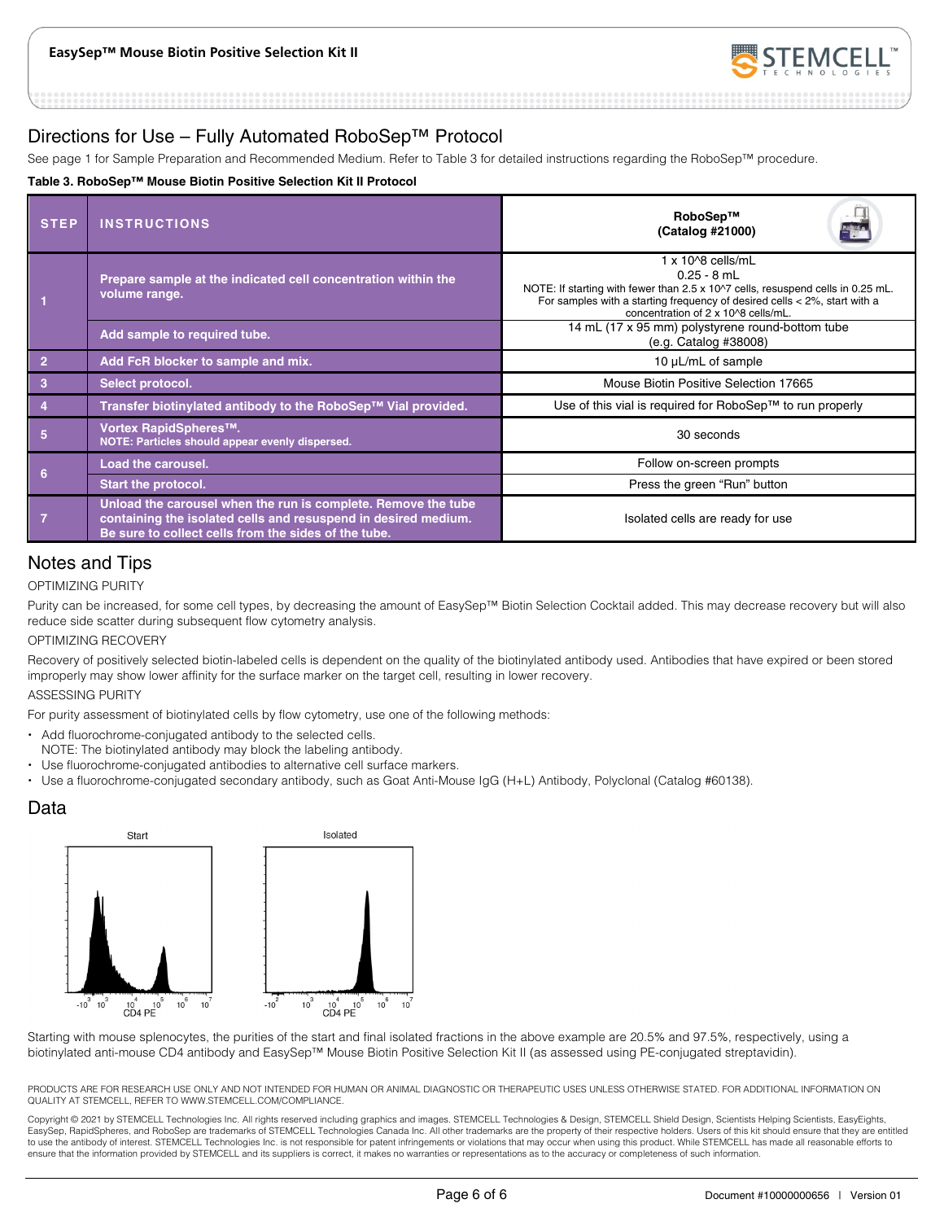## Directions for Use – Fully Automated RoboSep™ Protocol

See page 1 for Sample Preparation and Recommended Medium. Refer to Table 3 for detailed instructions regarding the RoboSep™ procedure.

**Table 3. RoboSep™ Mouse Biotin Positive Selection Kit II Protocol**

| STEP | INSTRUCTIONS | RoboSep™ (Catalog #21000) |
|---|---|---|
| 1 | Prepare sample at the indicated cell concentration within the volume range. | 1 x 10^8 cells/mL<br>0.25 - 8 mL<br>NOTE: If starting with fewer than 2.5 x 10^7 cells, resuspend cells in 0.25 mL. For samples with a starting frequency of desired cells < 2%, start with a concentration of 2 x 10^8 cells/mL. |
| | Add sample to required tube. | 14 mL (17 x 95 mm) polystyrene round-bottom tube (e.g. Catalog #38008) |
| 2 | Add FcR blocker to sample and mix. | 10 µL/mL of sample |
| 3 | Select protocol. | Mouse Biotin Positive Selection 17665 |
| 4 | Transfer biotinylated antibody to the RoboSep™ Vial provided. | Use of this vial is required for RoboSep™ to run properly |
| 5 | Vortex RapidSpheres™.<br>NOTE: Particles should appear evenly dispersed. | 30 seconds |
| 6 | Load the carousel. | Follow on-screen prompts |
| | Start the protocol. | Press the green "Run" button |
| 7 | Unload the carousel when the run is complete. Remove the tube containing the isolated cells and resuspend in desired medium. Be sure to collect cells from the sides of the tube. | Isolated cells are ready for use |

## Notes and Tips

OPTIMIZING PURITY

Purity can be increased, for some cell types, by decreasing the amount of EasySep™ Biotin Selection Cocktail added. This may decrease recovery but will also reduce side scatter during subsequent flow cytometry analysis.

OPTIMIZING RECOVERY

Recovery of positively selected biotin-labeled cells is dependent on the quality of the biotinylated antibody used. Antibodies that have expired or been stored improperly may show lower affinity for the surface marker on the target cell, resulting in lower recovery.

ASSESSING PURITY

For purity assessment of biotinylated cells by flow cytometry, use one of the following methods:

- Add fluorochrome-conjugated antibody to the selected cells.
  NOTE: The biotinylated antibody may block the labeling antibody.
- Use fluorochrome-conjugated antibodies to alternative cell surface markers.
- Use a fluorochrome-conjugated secondary antibody, such as Goat Anti-Mouse IgG (H+L) Antibody, Polyclonal (Catalog #60138).

## Data

Start

$-10^3$ $10^3$ $10^4$ $10^5$ $10^6$ $10^7$
CD4 PE

Isolated

$-10^2$ $10^3$ $10^4$ $10^5$ $10^6$ $10^7$
CD4 PE

Starting with mouse splenocytes, the purities of the start and final isolated fractions in the above example are 20.5% and 97.5%, respectively, using a biotinylated anti-mouse CD4 antibody and EasySep™ Mouse Biotin Positive Selection Kit II (as assessed using PE-conjugated streptavidin).

PRODUCTS ARE FOR RESEARCH USE ONLY AND NOT INTENDED FOR HUMAN OR ANIMAL DIAGNOSTIC OR THERAPEUTIC USES UNLESS OTHERWISE STATED. FOR ADDITIONAL INFORMATION ON QUALITY AT STEMCELL, REFER TO WWW.STEMCELL.COM/COMPLIANCE.

Copyright © 2021 by STEMCELL Technologies Inc. All rights reserved including graphics and images. STEMCELL Technologies & Design, STEMCELL Shield Design, Scientists Helping Scientists, EasyEights, EasySep, RapidSpheres, and RoboSep are trademarks of STEMCELL Technologies Canada Inc. All other trademarks are the property of their respective holders. Users of this kit should ensure that they are entitled to use the antibody of interest. STEMCELL Technologies Inc. is not responsible for patent infringements or violations that may occur when using this product. While STEMCELL has made all reasonable efforts to ensure that the information provided by STEMCELL and its suppliers is correct, it makes no warranties or representations as to the accuracy or completeness of such information.

Document #10000000656 | Version 01